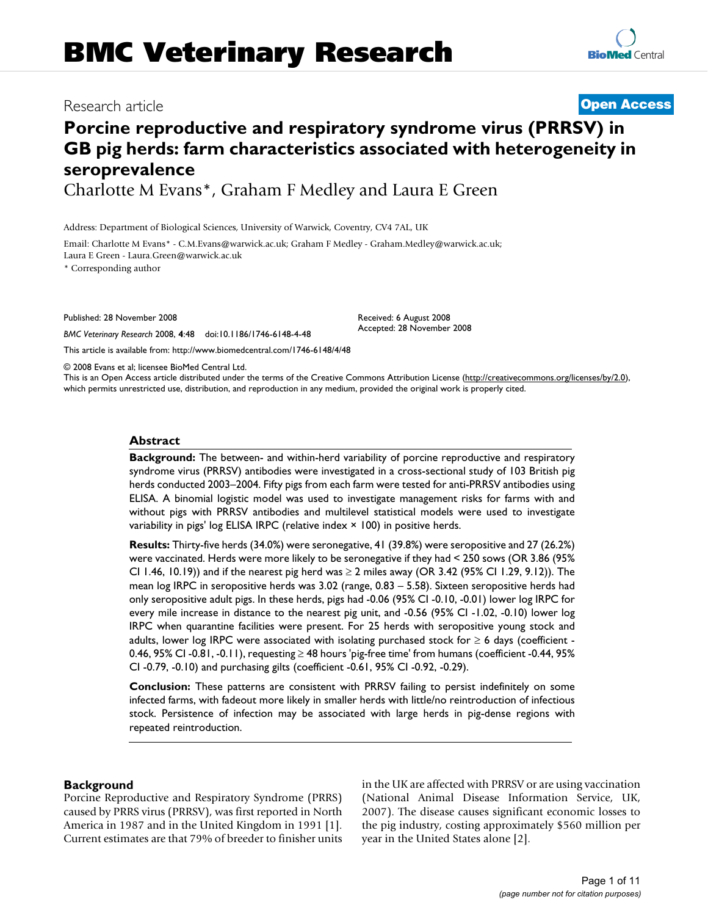Research article

**Open Access**

# Porcine reproductive and respiratory syndrome virus (PRRSV) in GB pig herds: farm characteristics associated with heterogeneity in seroprevalence

Charlotte M Evans*, Graham F Medley and Laura E Green

Address: Department of Biological Sciences, University of Warwick, Coventry, CV4 7AL, UK

Email: Charlotte M Evans* - C.M.Evans@warwick.ac.uk; Graham F Medley - Graham.Medley@warwick.ac.uk; Laura E Green - Laura.Green@warwick.ac.uk

* Corresponding author

Published: 28 November 2008

*BMC Veterinary Research* 2008, **4**:48 doi:10.1186/1746-6148-4-48

Received: 6 August 2008
Accepted: 28 November 2008

This article is available from: http://www.biomedcentral.com/1746-6148/4/48

© 2008 Evans et al; licensee BioMed Central Ltd.
This is an Open Access article distributed under the terms of the Creative Commons Attribution License (http://creativecommons.org/licenses/by/2.0), which permits unrestricted use, distribution, and reproduction in any medium, provided the original work is properly cited.

## Abstract

**Background:** The between- and within-herd variability of porcine reproductive and respiratory syndrome virus (PRRSV) antibodies were investigated in a cross-sectional study of 103 British pig herds conducted 2003–2004. Fifty pigs from each farm were tested for anti-PRRSV antibodies using ELISA. A binomial logistic model was used to investigate management risks for farms with and without pigs with PRRSV antibodies and multilevel statistical models were used to investigate variability in pigs' log ELISA IRPC (relative index × 100) in positive herds.

**Results:** Thirty-five herds (34.0%) were seronegative, 41 (39.8%) were seropositive and 27 (26.2%) were vaccinated. Herds were more likely to be seronegative if they had < 250 sows (OR 3.86 (95% CI 1.46, 10.19)) and if the nearest pig herd was ≥ 2 miles away (OR 3.42 (95% CI 1.29, 9.12)). The mean log IRPC in seropositive herds was 3.02 (range, 0.83 – 5.58). Sixteen seropositive herds had only seropositive adult pigs. In these herds, pigs had -0.06 (95% CI -0.10, -0.01) lower log IRPC for every mile increase in distance to the nearest pig unit, and -0.56 (95% CI -1.02, -0.10) lower log IRPC when quarantine facilities were present. For 25 herds with seropositive young stock and adults, lower log IRPC were associated with isolating purchased stock for ≥ 6 days (coefficient -0.46, 95% CI -0.81, -0.11), requesting ≥ 48 hours 'pig-free time' from humans (coefficient -0.44, 95% CI -0.79, -0.10) and purchasing gilts (coefficient -0.61, 95% CI -0.92, -0.29).

**Conclusion:** These patterns are consistent with PRRSV failing to persist indefinitely on some infected farms, with fadeout more likely in smaller herds with little/no reintroduction of infectious stock. Persistence of infection may be associated with large herds in pig-dense regions with repeated reintroduction.

## Background

Porcine Reproductive and Respiratory Syndrome (PRRS) caused by PRRS virus (PRRSV), was first reported in North America in 1987 and in the United Kingdom in 1991 [1]. Current estimates are that 79% of breeder to finisher units in the UK are affected with PRRSV or are using vaccination (National Animal Disease Information Service, UK, 2007). The disease causes significant economic losses to the pig industry, costing approximately $560 million per year in the United States alone [2].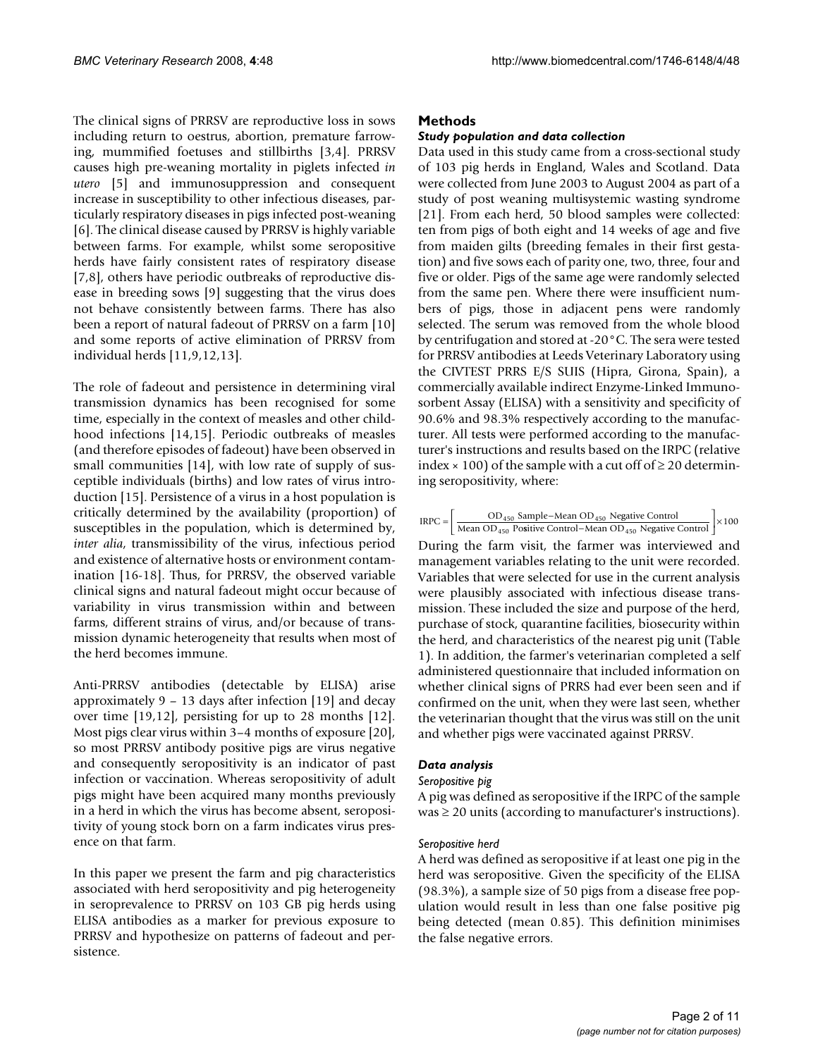The clinical signs of PRRSV are reproductive loss in sows including return to oestrus, abortion, premature farrowing, mummified foetuses and stillbirths [3,4]. PRRSV causes high pre-weaning mortality in piglets infected *in utero* [5] and immunosuppression and consequent increase in susceptibility to other infectious diseases, particularly respiratory diseases in pigs infected post-weaning [6]. The clinical disease caused by PRRSV is highly variable between farms. For example, whilst some seropositive herds have fairly consistent rates of respiratory disease [7,8], others have periodic outbreaks of reproductive disease in breeding sows [9] suggesting that the virus does not behave consistently between farms. There has also been a report of natural fadeout of PRRSV on a farm [10] and some reports of active elimination of PRRSV from individual herds [11,9,12,13].

The role of fadeout and persistence in determining viral transmission dynamics has been recognised for some time, especially in the context of measles and other childhood infections [14,15]. Periodic outbreaks of measles (and therefore episodes of fadeout) have been observed in small communities [14], with low rate of supply of susceptible individuals (births) and low rates of virus introduction [15]. Persistence of a virus in a host population is critically determined by the availability (proportion) of susceptibles in the population, which is determined by, *inter alia*, transmissibility of the virus, infectious period and existence of alternative hosts or environment contamination [16-18]. Thus, for PRRSV, the observed variable clinical signs and natural fadeout might occur because of variability in virus transmission within and between farms, different strains of virus, and/or because of transmission dynamic heterogeneity that results when most of the herd becomes immune.

Anti-PRRSV antibodies (detectable by ELISA) arise approximately 9 – 13 days after infection [19] and decay over time [19,12], persisting for up to 28 months [12]. Most pigs clear virus within 3–4 months of exposure [20], so most PRRSV antibody positive pigs are virus negative and consequently seropositivity is an indicator of past infection or vaccination. Whereas seropositivity of adult pigs might have been acquired many months previously in a herd in which the virus has become absent, seropositivity of young stock born on a farm indicates virus presence on that farm.

In this paper we present the farm and pig characteristics associated with herd seropositivity and pig heterogeneity in seroprevalence to PRRSV on 103 GB pig herds using ELISA antibodies as a marker for previous exposure to PRRSV and hypothesize on patterns of fadeout and persistence.

## Methods

### *Study population and data collection*

Data used in this study came from a cross-sectional study of 103 pig herds in England, Wales and Scotland. Data were collected from June 2003 to August 2004 as part of a study of post weaning multisystemic wasting syndrome [21]. From each herd, 50 blood samples were collected: ten from pigs of both eight and 14 weeks of age and five from maiden gilts (breeding females in their first gestation) and five sows each of parity one, two, three, four and five or older. Pigs of the same age were randomly selected from the same pen. Where there were insufficient numbers of pigs, those in adjacent pens were randomly selected. The serum was removed from the whole blood by centrifugation and stored at -20°C. The sera were tested for PRRSV antibodies at Leeds Veterinary Laboratory using the CIVTEST PRRS E/S SUIS (Hipra, Girona, Spain), a commercially available indirect Enzyme-Linked Immunosorbent Assay (ELISA) with a sensitivity and specificity of 90.6% and 98.3% respectively according to the manufacturer. All tests were performed according to the manufacturer's instructions and results based on the IRPC (relative index × 100) of the sample with a cut off of ≥ 20 determining seropositivity, where:

$$\mathrm{IRPC} = \left[ \frac{\mathrm{OD}_{450}\ \text{Sample} - \text{Mean } \mathrm{OD}_{450}\ \text{Negative Control}}{\text{Mean } \mathrm{OD}_{450}\ \text{Positive Control} - \text{Mean } \mathrm{OD}_{450}\ \text{Negative Control}} \right] \times 100$$

During the farm visit, the farmer was interviewed and management variables relating to the unit were recorded. Variables that were selected for use in the current analysis were plausibly associated with infectious disease transmission. These included the size and purpose of the herd, purchase of stock, quarantine facilities, biosecurity within the herd, and characteristics of the nearest pig unit (Table 1). In addition, the farmer's veterinarian completed a self administered questionnaire that included information on whether clinical signs of PRRS had ever been seen and if confirmed on the unit, when they were last seen, whether the veterinarian thought that the virus was still on the unit and whether pigs were vaccinated against PRRSV.

### *Data analysis*

#### *Seropositive pig*

A pig was defined as seropositive if the IRPC of the sample was ≥ 20 units (according to manufacturer's instructions).

#### *Seropositive herd*

A herd was defined as seropositive if at least one pig in the herd was seropositive. Given the specificity of the ELISA (98.3%), a sample size of 50 pigs from a disease free population would result in less than one false positive pig being detected (mean 0.85). This definition minimises the false negative errors.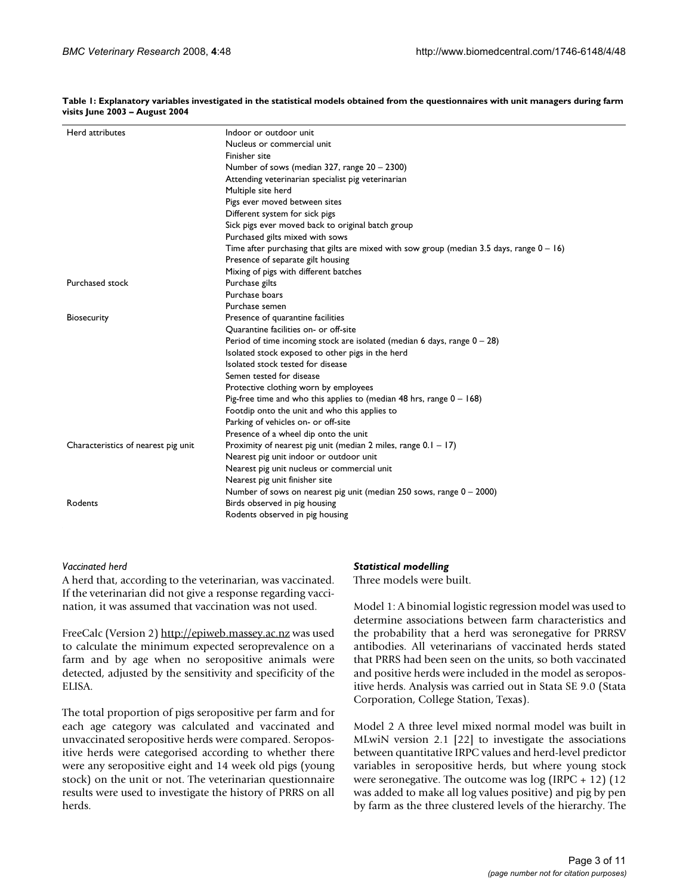**Table 1: Explanatory variables investigated in the statistical models obtained from the questionnaires with unit managers during farm visits June 2003 – August 2004**

| | |
|---|---|
| Herd attributes | Indoor or outdoor unit |
| | Nucleus or commercial unit |
| | Finisher site |
| | Number of sows (median 327, range 20 – 2300) |
| | Attending veterinarian specialist pig veterinarian |
| | Multiple site herd |
| | Pigs ever moved between sites |
| | Different system for sick pigs |
| | Sick pigs ever moved back to original batch group |
| | Purchased gilts mixed with sows |
| | Time after purchasing that gilts are mixed with sow group (median 3.5 days, range 0 – 16) |
| | Presence of separate gilt housing |
| | Mixing of pigs with different batches |
| Purchased stock | Purchase gilts |
| | Purchase boars |
| | Purchase semen |
| Biosecurity | Presence of quarantine facilities |
| | Quarantine facilities on- or off-site |
| | Period of time incoming stock are isolated (median 6 days, range 0 – 28) |
| | Isolated stock exposed to other pigs in the herd |
| | Isolated stock tested for disease |
| | Semen tested for disease |
| | Protective clothing worn by employees |
| | Pig-free time and who this applies to (median 48 hrs, range 0 – 168) |
| | Footdip onto the unit and who this applies to |
| | Parking of vehicles on- or off-site |
| | Presence of a wheel dip onto the unit |
| Characteristics of nearest pig unit | Proximity of nearest pig unit (median 2 miles, range 0.1 – 17) |
| | Nearest pig unit indoor or outdoor unit |
| | Nearest pig unit nucleus or commercial unit |
| | Nearest pig unit finisher site |
| | Number of sows on nearest pig unit (median 250 sows, range 0 – 2000) |
| Rodents | Birds observed in pig housing |
| | Rodents observed in pig housing |

*Vaccinated herd*

A herd that, according to the veterinarian, was vaccinated. If the veterinarian did not give a response regarding vaccination, it was assumed that vaccination was not used.

FreeCalc (Version 2) http://epiweb.massey.ac.nz was used to calculate the minimum expected seroprevalence on a farm and by age when no seropositive animals were detected, adjusted by the sensitivity and specificity of the ELISA.

The total proportion of pigs seropositive per farm and for each age category was calculated and vaccinated and unvaccinated seropositive herds were compared. Seropositive herds were categorised according to whether there were any seropositive eight and 14 week old pigs (young stock) on the unit or not. The veterinarian questionnaire results were used to investigate the history of PRRS on all herds.

### *Statistical modelling*

Three models were built.

Model 1: A binomial logistic regression model was used to determine associations between farm characteristics and the probability that a herd was seronegative for PRRSV antibodies. All veterinarians of vaccinated herds stated that PRRS had been seen on the units, so both vaccinated and positive herds were included in the model as seropositive herds. Analysis was carried out in Stata SE 9.0 (Stata Corporation, College Station, Texas).

Model 2 A three level mixed normal model was built in MLwiN version 2.1 [22] to investigate the associations between quantitative IRPC values and herd-level predictor variables in seropositive herds, but where young stock were seronegative. The outcome was log (IRPC + 12) (12 was added to make all log values positive) and pig by pen by farm as the three clustered levels of the hierarchy. The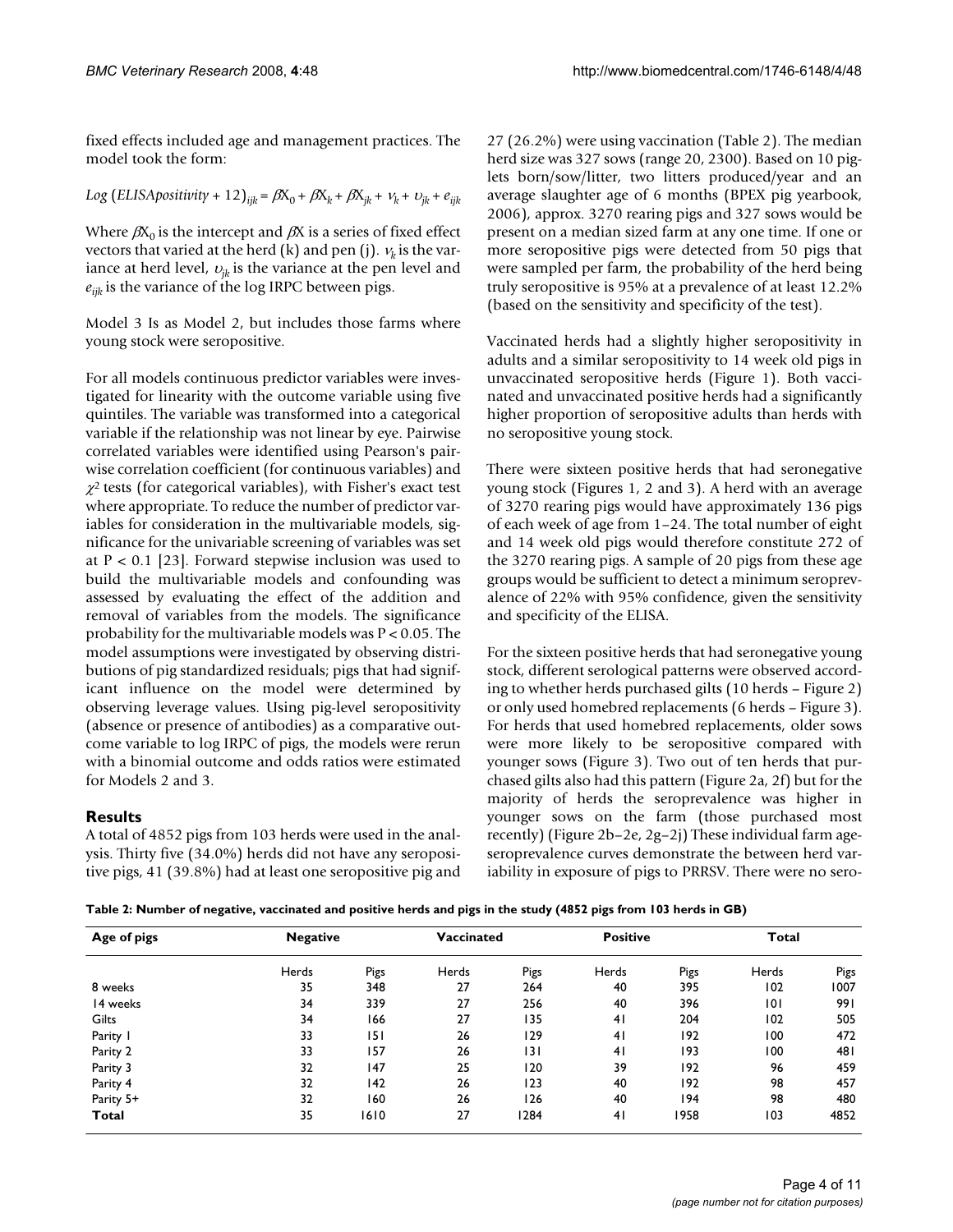fixed effects included age and management practices. The model took the form:

$$Log\ (ELISApositivity + 12)_{ijk} = \beta X_0 + \beta X_k + \beta X_{jk} + \nu_k + \upsilon_{jk} + e_{ijk}$$

Where $\beta X_0$ is the intercept and $\beta X$ is a series of fixed effect vectors that varied at the herd (k) and pen (j). $\nu_k$ is the variance at herd level, $\upsilon_{jk}$ is the variance at the pen level and $e_{ijk}$ is the variance of the log IRPC between pigs.

Model 3 Is as Model 2, but includes those farms where young stock were seropositive.

For all models continuous predictor variables were investigated for linearity with the outcome variable using five quintiles. The variable was transformed into a categorical variable if the relationship was not linear by eye. Pairwise correlated variables were identified using Pearson's pairwise correlation coefficient (for continuous variables) and $\chi^2$ tests (for categorical variables), with Fisher's exact test where appropriate. To reduce the number of predictor variables for consideration in the multivariable models, significance for the univariable screening of variables was set at $P < 0.1$ [23]. Forward stepwise inclusion was used to build the multivariable models and confounding was assessed by evaluating the effect of the addition and removal of variables from the models. The significance probability for the multivariable models was $P < 0.05$. The model assumptions were investigated by observing distributions of pig standardized residuals; pigs that had significant influence on the model were determined by observing leverage values. Using pig-level seropositivity (absence or presence of antibodies) as a comparative outcome variable to log IRPC of pigs, the models were rerun with a binomial outcome and odds ratios were estimated for Models 2 and 3.

## Results

A total of 4852 pigs from 103 herds were used in the analysis. Thirty five (34.0%) herds did not have any seropositive pigs, 41 (39.8%) had at least one seropositive pig and 27 (26.2%) were using vaccination (Table 2). The median herd size was 327 sows (range 20, 2300). Based on 10 piglets born/sow/litter, two litters produced/year and an average slaughter age of 6 months (BPEX pig yearbook, 2006), approx. 3270 rearing pigs and 327 sows would be present on a median sized farm at any one time. If one or more seropositive pigs were detected from 50 pigs that were sampled per farm, the probability of the herd being truly seropositive is 95% at a prevalence of at least 12.2% (based on the sensitivity and specificity of the test).

Vaccinated herds had a slightly higher seropositivity in adults and a similar seropositivity to 14 week old pigs in unvaccinated seropositive herds (Figure 1). Both vaccinated and unvaccinated positive herds had a significantly higher proportion of seropositive adults than herds with no seropositive young stock.

There were sixteen positive herds that had seronegative young stock (Figures 1, 2 and 3). A herd with an average of 3270 rearing pigs would have approximately 136 pigs of each week of age from 1–24. The total number of eight and 14 week old pigs would therefore constitute 272 of the 3270 rearing pigs. A sample of 20 pigs from these age groups would be sufficient to detect a minimum seroprevalence of 22% with 95% confidence, given the sensitivity and specificity of the ELISA.

For the sixteen positive herds that had seronegative young stock, different serological patterns were observed according to whether herds purchased gilts (10 herds – Figure 2) or only used homebred replacements (6 herds – Figure 3). For herds that used homebred replacements, older sows were more likely to be seropositive compared with younger sows (Figure 3). Two out of ten herds that purchased gilts also had this pattern (Figure 2a, 2f) but for the majority of herds the seroprevalence was higher in younger sows on the farm (those purchased most recently) (Figure 2b–2e, 2g–2j) These individual farm age-seroprevalence curves demonstrate the between herd variability in exposure of pigs to PRRSV. There were no sero-

**Table 2: Number of negative, vaccinated and positive herds and pigs in the study (4852 pigs from 103 herds in GB)**

| Age of pigs | Negative | | Vaccinated | | Positive | | Total | |
|---|---|---|---|---|---|---|---|---|
| | Herds | Pigs | Herds | Pigs | Herds | Pigs | Herds | Pigs |
| 8 weeks | 35 | 348 | 27 | 264 | 40 | 395 | 102 | 1007 |
| 14 weeks | 34 | 339 | 27 | 256 | 40 | 396 | 101 | 991 |
| Gilts | 34 | 166 | 27 | 135 | 41 | 204 | 102 | 505 |
| Parity 1 | 33 | 151 | 26 | 129 | 41 | 192 | 100 | 472 |
| Parity 2 | 33 | 157 | 26 | 131 | 41 | 193 | 100 | 481 |
| Parity 3 | 32 | 147 | 25 | 120 | 39 | 192 | 96 | 459 |
| Parity 4 | 32 | 142 | 26 | 123 | 40 | 192 | 98 | 457 |
| Parity 5+ | 32 | 160 | 26 | 126 | 40 | 194 | 98 | 480 |
| **Total** | 35 | 1610 | 27 | 1284 | 41 | 1958 | 103 | 4852 |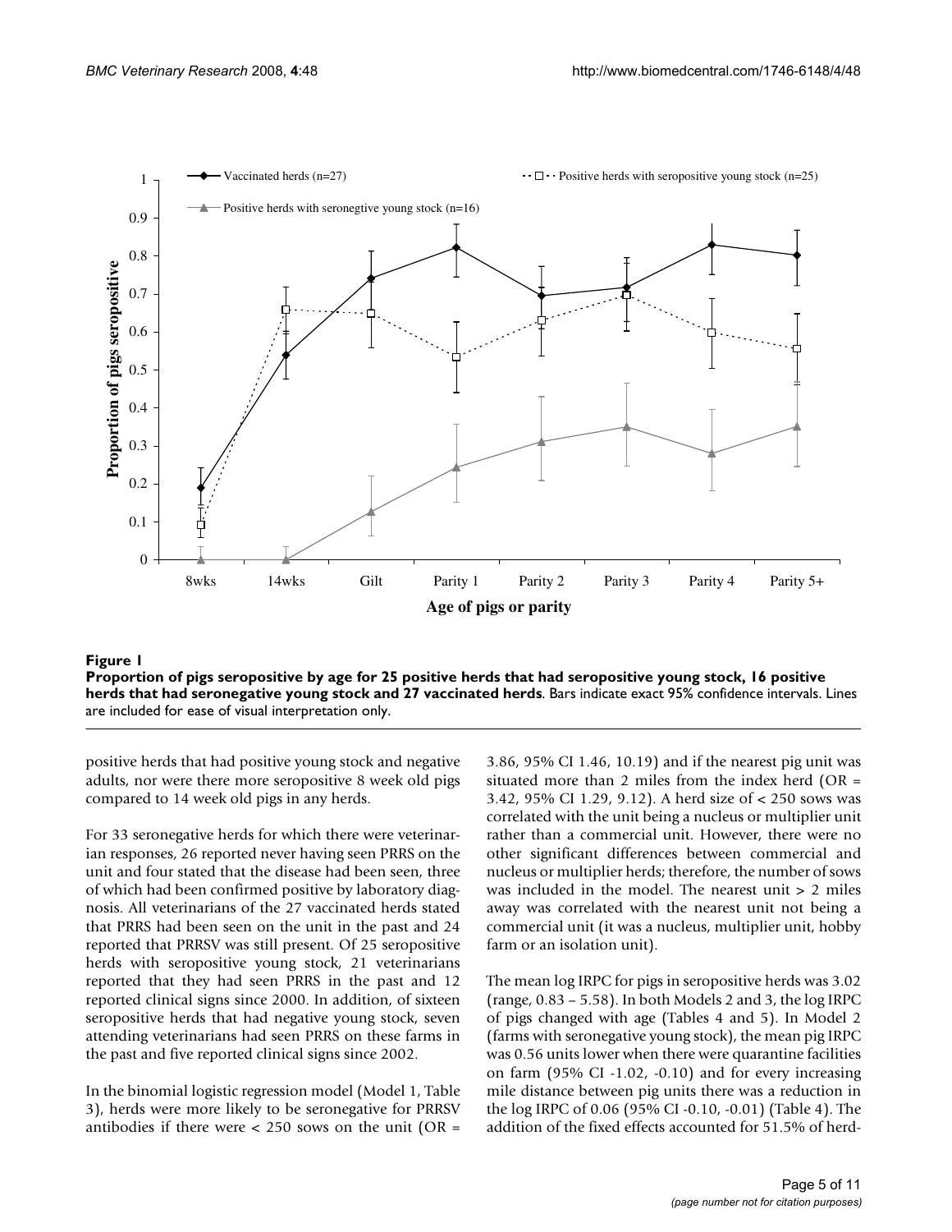**Figure 1**

**Proportion of pigs seropositive by age for 25 positive herds that had seropositive young stock, 16 positive herds that had seronegative young stock and 27 vaccinated herds**. Bars indicate exact 95% confidence intervals. Lines are included for ease of visual interpretation only.

positive herds that had positive young stock and negative adults, nor were there more seropositive 8 week old pigs compared to 14 week old pigs in any herds.

For 33 seronegative herds for which there were veterinarian responses, 26 reported never having seen PRRS on the unit and four stated that the disease had been seen, three of which had been confirmed positive by laboratory diagnosis. All veterinarians of the 27 vaccinated herds stated that PRRS had been seen on the unit in the past and 24 reported that PRRSV was still present. Of 25 seropositive herds with seropositive young stock, 21 veterinarians reported that they had seen PRRS in the past and 12 reported clinical signs since 2000. In addition, of sixteen seropositive herds that had negative young stock, seven attending veterinarians had seen PRRS on these farms in the past and five reported clinical signs since 2002.

In the binomial logistic regression model (Model 1, Table 3), herds were more likely to be seronegative for PRRSV antibodies if there were < 250 sows on the unit (OR = 3.86, 95% CI 1.46, 10.19) and if the nearest pig unit was situated more than 2 miles from the index herd (OR = 3.42, 95% CI 1.29, 9.12). A herd size of < 250 sows was correlated with the unit being a nucleus or multiplier unit rather than a commercial unit. However, there were no other significant differences between commercial and nucleus or multiplier herds; therefore, the number of sows was included in the model. The nearest unit > 2 miles away was correlated with the nearest unit not being a commercial unit (it was a nucleus, multiplier unit, hobby farm or an isolation unit).

The mean log IRPC for pigs in seropositive herds was 3.02 (range, 0.83 – 5.58). In both Models 2 and 3, the log IRPC of pigs changed with age (Tables 4 and 5). In Model 2 (farms with seronegative young stock), the mean pig IRPC was 0.56 units lower when there were quarantine facilities on farm (95% CI -1.02, -0.10) and for every increasing mile distance between pig units there was a reduction in the log IRPC of 0.06 (95% CI -0.10, -0.01) (Table 4). The addition of the fixed effects accounted for 51.5% of herd-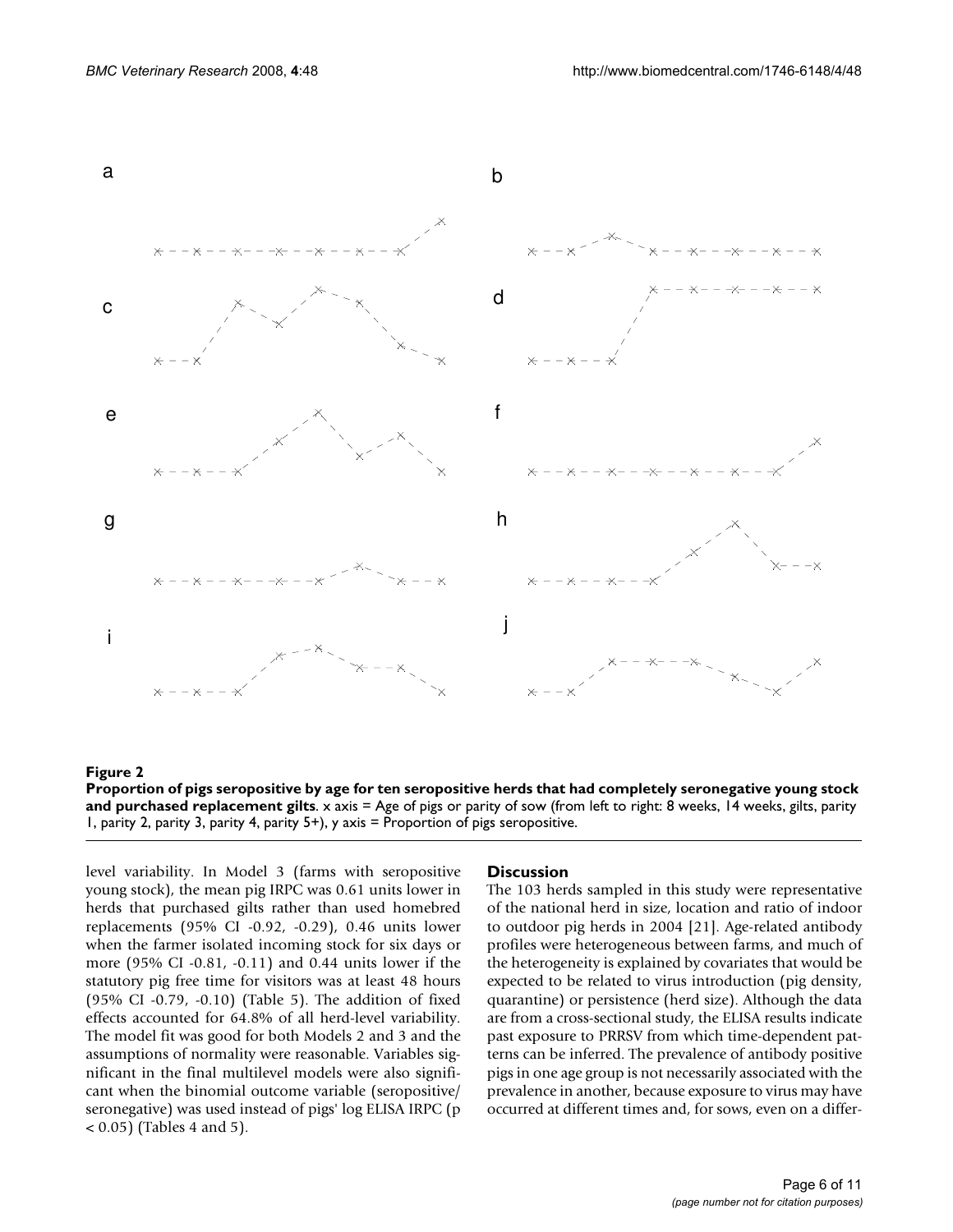**Figure 2**

**Proportion of pigs seropositive by age for ten seropositive herds that had completely seronegative young stock and purchased replacement gilts**. x axis = Age of pigs or parity of sow (from left to right: 8 weeks, 14 weeks, gilts, parity 1, parity 2, parity 3, parity 4, parity 5+), y axis = Proportion of pigs seropositive.

level variability. In Model 3 (farms with seropositive young stock), the mean pig IRPC was 0.61 units lower in herds that purchased gilts rather than used homebred replacements (95% CI -0.92, -0.29), 0.46 units lower when the farmer isolated incoming stock for six days or more (95% CI -0.81, -0.11) and 0.44 units lower if the statutory pig free time for visitors was at least 48 hours (95% CI -0.79, -0.10) (Table 5). The addition of fixed effects accounted for 64.8% of all herd-level variability. The model fit was good for both Models 2 and 3 and the assumptions of normality were reasonable. Variables significant in the final multilevel models were also significant when the binomial outcome variable (seropositive/seronegative) was used instead of pigs' log ELISA IRPC ($p < 0.05$) (Tables 4 and 5).

## Discussion

The 103 herds sampled in this study were representative of the national herd in size, location and ratio of indoor to outdoor pig herds in 2004 [21]. Age-related antibody profiles were heterogeneous between farms, and much of the heterogeneity is explained by covariates that would be expected to be related to virus introduction (pig density, quarantine) or persistence (herd size). Although the data are from a cross-sectional study, the ELISA results indicate past exposure to PRRSV from which time-dependent patterns can be inferred. The prevalence of antibody positive pigs in one age group is not necessarily associated with the prevalence in another, because exposure to virus may have occurred at different times and, for sows, even on a differ-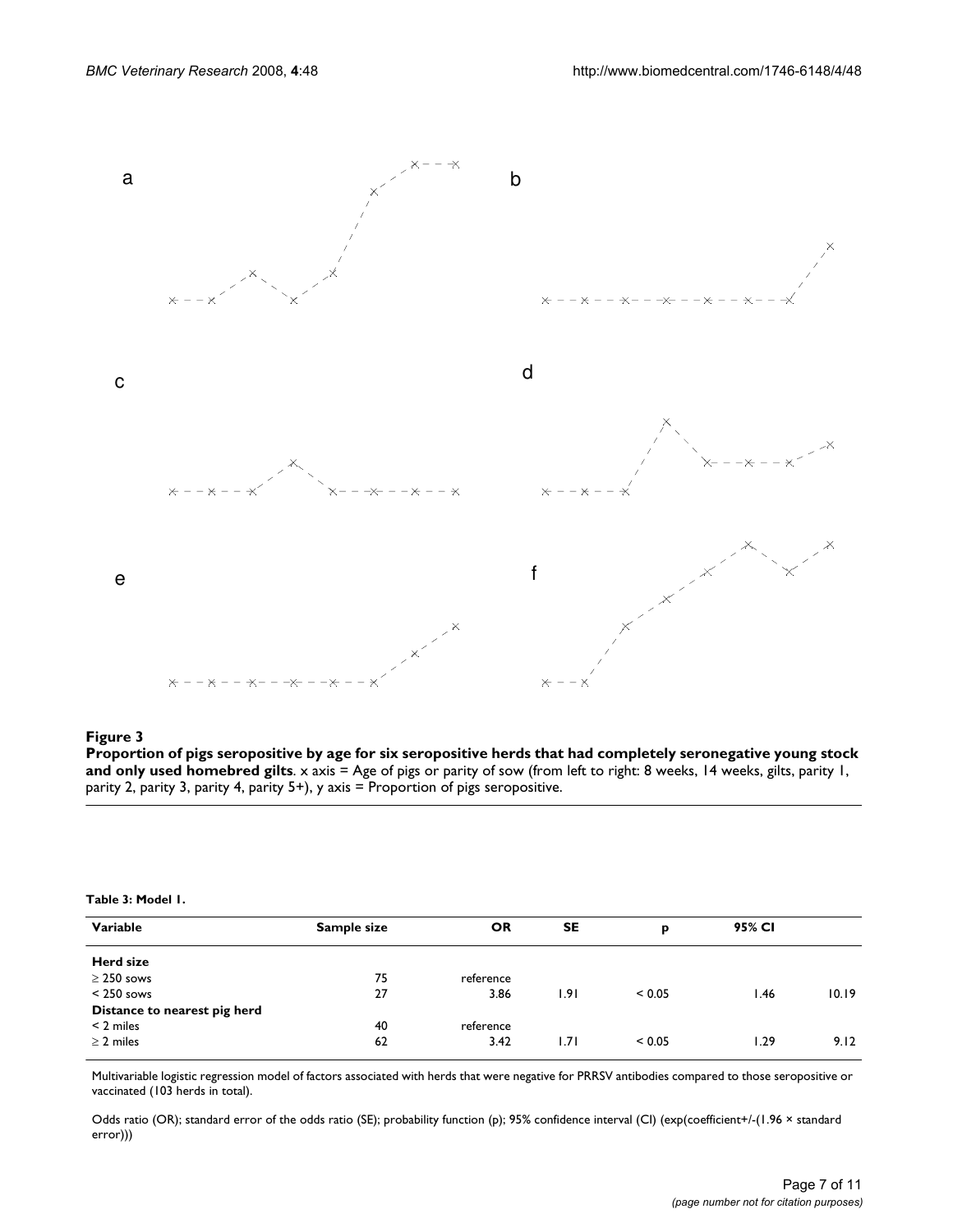a

b

c

d

e

f

**Figure 3**

**Proportion of pigs seropositive by age for six seropositive herds that had completely seronegative young stock and only used homebred gilts**. x axis = Age of pigs or parity of sow (from left to right: 8 weeks, 14 weeks, gilts, parity 1, parity 2, parity 3, parity 4, parity 5+), y axis = Proportion of pigs seropositive.

**Table 3: Model 1.**

| Variable | Sample size | OR | SE | p | 95% CI | |
|---|---|---|---|---|---|---|
| **Herd size** | | | | | | |
| ≥ 250 sows | 75 | reference | | | | |
| < 250 sows | 27 | 3.86 | 1.91 | < 0.05 | 1.46 | 10.19 |
| **Distance to nearest pig herd** | | | | | | |
| < 2 miles | 40 | reference | | | | |
| ≥ 2 miles | 62 | 3.42 | 1.71 | < 0.05 | 1.29 | 9.12 |

Multivariable logistic regression model of factors associated with herds that were negative for PRRSV antibodies compared to those seropositive or vaccinated (103 herds in total).

Odds ratio (OR); standard error of the odds ratio (SE); probability function (p); 95% confidence interval (CI) (exp(coefficient+/-(1.96 × standard error)))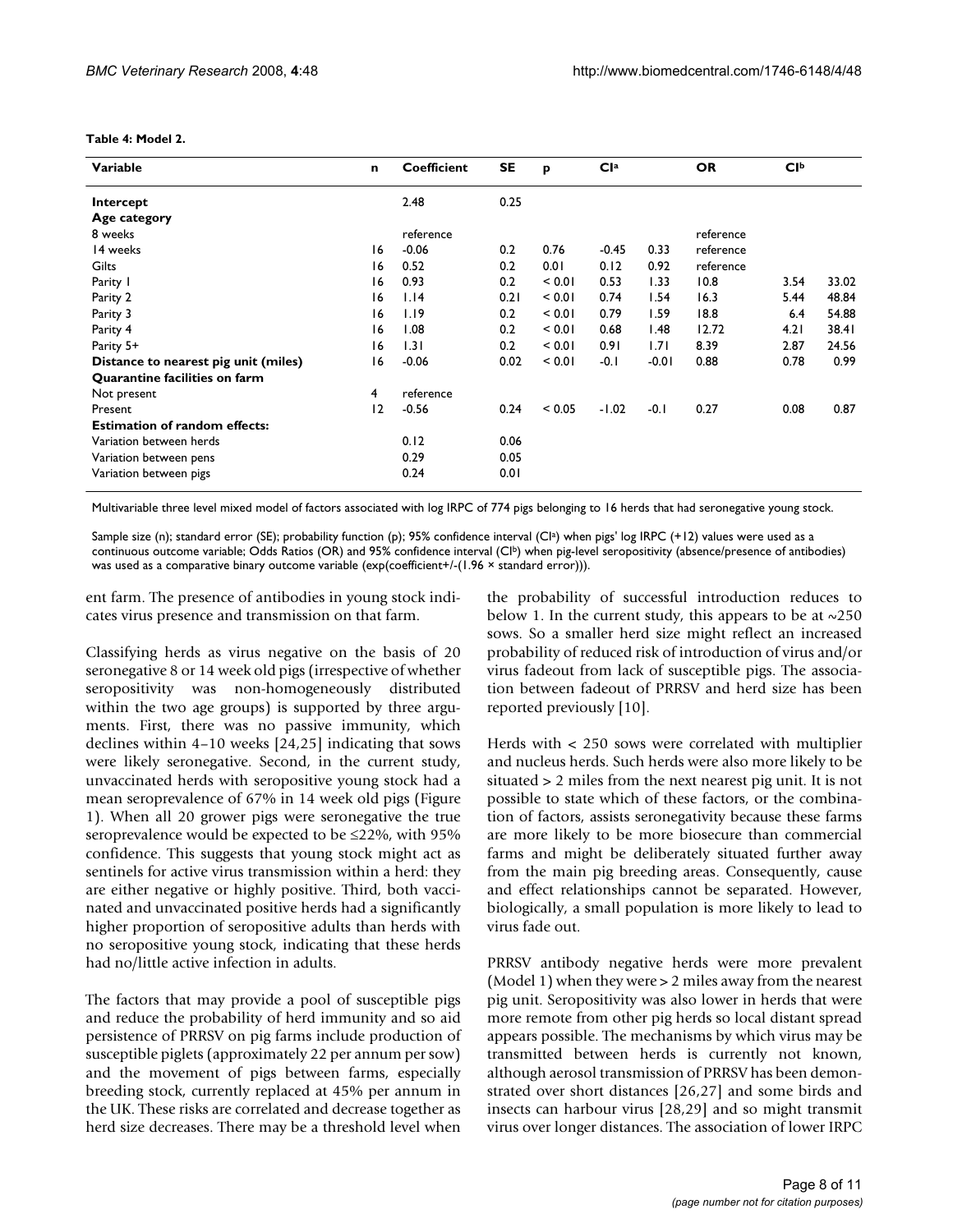**Table 4: Model 2.**

| Variable | n | Coefficient | SE | p | CI[a] | | OR | CI[b] | |
|---|---|---|---|---|---|---|---|---|---|
| **Intercept** | | 2.48 | 0.25 | | | | | | |
| **Age category** | | | | | | | | | |
| 8 weeks | | reference | | | | | reference | | |
| 14 weeks | 16 | -0.06 | 0.2 | 0.76 | -0.45 | 0.33 | reference | | |
| Gilts | 16 | 0.52 | 0.2 | 0.01 | 0.12 | 0.92 | reference | | |
| Parity 1 | 16 | 0.93 | 0.2 | < 0.01 | 0.53 | 1.33 | 10.8 | 3.54 | 33.02 |
| Parity 2 | 16 | 1.14 | 0.21 | < 0.01 | 0.74 | 1.54 | 16.3 | 5.44 | 48.84 |
| Parity 3 | 16 | 1.19 | 0.2 | < 0.01 | 0.79 | 1.59 | 18.8 | 6.4 | 54.88 |
| Parity 4 | 16 | 1.08 | 0.2 | < 0.01 | 0.68 | 1.48 | 12.72 | 4.21 | 38.41 |
| Parity 5+ | 16 | 1.31 | 0.2 | < 0.01 | 0.91 | 1.71 | 8.39 | 2.87 | 24.56 |
| **Distance to nearest pig unit (miles)** | 16 | -0.06 | 0.02 | < 0.01 | -0.1 | -0.01 | 0.88 | 0.78 | 0.99 |
| **Quarantine facilities on farm** | | | | | | | | | |
| Not present | 4 | reference | | | | | | | |
| Present | 12 | -0.56 | 0.24 | < 0.05 | -1.02 | -0.1 | 0.27 | 0.08 | 0.87 |
| **Estimation of random effects:** | | | | | | | | | |
| Variation between herds | | 0.12 | 0.06 | | | | | | |
| Variation between pens | | 0.29 | 0.05 | | | | | | |
| Variation between pigs | | 0.24 | 0.01 | | | | | | |

Multivariable three level mixed model of factors associated with log IRPC of 774 pigs belonging to 16 herds that had seronegative young stock.

Sample size (n); standard error (SE); probability function (p); 95% confidence interval (CI[a]) when pigs' log IRPC (+12) values were used as a continuous outcome variable; Odds Ratios (OR) and 95% confidence interval (CI[b]) when pig-level seropositivity (absence/presence of antibodies) was used as a comparative binary outcome variable (exp(coefficient+/-(1.96 × standard error))).

ent farm. The presence of antibodies in young stock indicates virus presence and transmission on that farm.

Classifying herds as virus negative on the basis of 20 seronegative 8 or 14 week old pigs (irrespective of whether seropositivity was non-homogeneously distributed within the two age groups) is supported by three arguments. First, there was no passive immunity, which declines within 4–10 weeks [24,25] indicating that sows were likely seronegative. Second, in the current study, unvaccinated herds with seropositive young stock had a mean seroprevalence of 67% in 14 week old pigs (Figure 1). When all 20 grower pigs were seronegative the true seroprevalence would be expected to be ≤22%, with 95% confidence. This suggests that young stock might act as sentinels for active virus transmission within a herd: they are either negative or highly positive. Third, both vaccinated and unvaccinated positive herds had a significantly higher proportion of seropositive adults than herds with no seropositive young stock, indicating that these herds had no/little active infection in adults.

The factors that may provide a pool of susceptible pigs and reduce the probability of herd immunity and so aid persistence of PRRSV on pig farms include production of susceptible piglets (approximately 22 per annum per sow) and the movement of pigs between farms, especially breeding stock, currently replaced at 45% per annum in the UK. These risks are correlated and decrease together as herd size decreases. There may be a threshold level when the probability of successful introduction reduces to below 1. In the current study, this appears to be at ~250 sows. So a smaller herd size might reflect an increased probability of reduced risk of introduction of virus and/or virus fadeout from lack of susceptible pigs. The association between fadeout of PRRSV and herd size has been reported previously [10].

Herds with < 250 sows were correlated with multiplier and nucleus herds. Such herds were also more likely to be situated > 2 miles from the next nearest pig unit. It is not possible to state which of these factors, or the combination of factors, assists seronegativity because these farms are more likely to be more biosecure than commercial farms and might be deliberately situated further away from the main pig breeding areas. Consequently, cause and effect relationships cannot be separated. However, biologically, a small population is more likely to lead to virus fade out.

PRRSV antibody negative herds were more prevalent (Model 1) when they were > 2 miles away from the nearest pig unit. Seropositivity was also lower in herds that were more remote from other pig herds so local distant spread appears possible. The mechanisms by which virus may be transmitted between herds is currently not known, although aerosol transmission of PRRSV has been demonstrated over short distances [26,27] and some birds and insects can harbour virus [28,29] and so might transmit virus over longer distances. The association of lower IRPC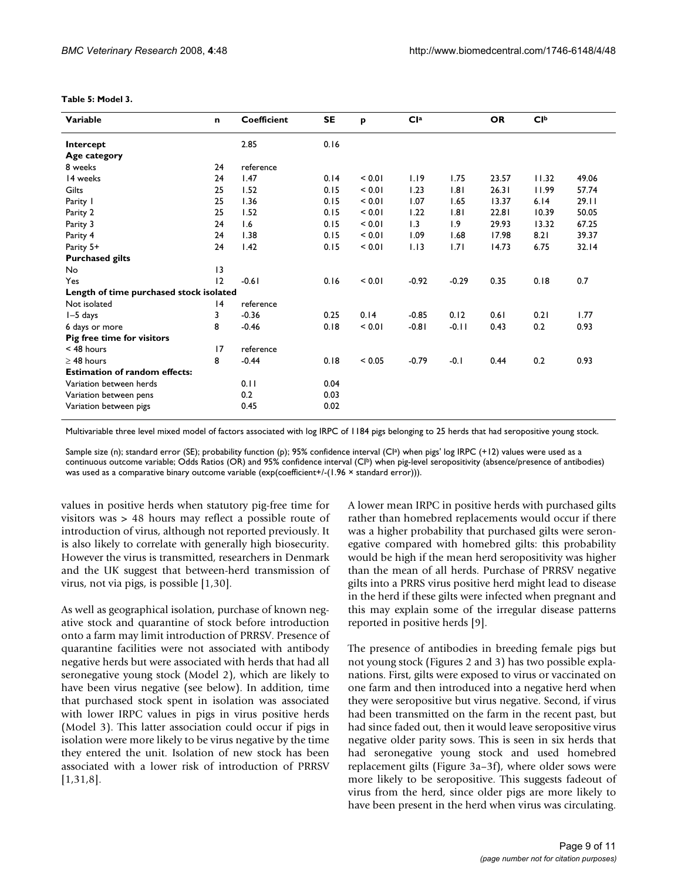**Table 5: Model 3.**

| Variable | n | Coefficient | SE | p | CI[a] | | OR | CI[b] | |
|---|---|---|---|---|---|---|---|---|---|
| **Intercept** | | 2.85 | 0.16 | | | | | | |
| **Age category** | | | | | | | | | |
| 8 weeks | 24 | reference | | | | | | | |
| 14 weeks | 24 | 1.47 | 0.14 | < 0.01 | 1.19 | 1.75 | 23.57 | 11.32 | 49.06 |
| Gilts | 25 | 1.52 | 0.15 | < 0.01 | 1.23 | 1.81 | 26.31 | 11.99 | 57.74 |
| Parity 1 | 25 | 1.36 | 0.15 | < 0.01 | 1.07 | 1.65 | 13.37 | 6.14 | 29.11 |
| Parity 2 | 25 | 1.52 | 0.15 | < 0.01 | 1.22 | 1.81 | 22.81 | 10.39 | 50.05 |
| Parity 3 | 24 | 1.6 | 0.15 | < 0.01 | 1.3 | 1.9 | 29.93 | 13.32 | 67.25 |
| Parity 4 | 24 | 1.38 | 0.15 | < 0.01 | 1.09 | 1.68 | 17.98 | 8.21 | 39.37 |
| Parity 5+ | 24 | 1.42 | 0.15 | < 0.01 | 1.13 | 1.71 | 14.73 | 6.75 | 32.14 |
| **Purchased gilts** | | | | | | | | | |
| No | 13 | | | | | | | | |
| Yes | 12 | -0.61 | 0.16 | < 0.01 | -0.92 | -0.29 | 0.35 | 0.18 | 0.7 |
| **Length of time purchased stock isolated** | | | | | | | | | |
| Not isolated | 14 | reference | | | | | | | |
| 1–5 days | 3 | -0.36 | 0.25 | 0.14 | -0.85 | 0.12 | 0.61 | 0.21 | 1.77 |
| 6 days or more | 8 | -0.46 | 0.18 | < 0.01 | -0.81 | -0.11 | 0.43 | 0.2 | 0.93 |
| **Pig free time for visitors** | | | | | | | | | |
| < 48 hours | 17 | reference | | | | | | | |
| ≥ 48 hours | 8 | -0.44 | 0.18 | < 0.05 | -0.79 | -0.1 | 0.44 | 0.2 | 0.93 |
| **Estimation of random effects:** | | | | | | | | | |
| Variation between herds | | 0.11 | 0.04 | | | | | | |
| Variation between pens | | 0.2 | 0.03 | | | | | | |
| Variation between pigs | | 0.45 | 0.02 | | | | | | |

Multivariable three level mixed model of factors associated with log IRPC of 1184 pigs belonging to 25 herds that had seropositive young stock.

Sample size (n); standard error (SE); probability function (p); 95% confidence interval (CI[a]) when pigs' log IRPC (+12) values were used as a continuous outcome variable; Odds Ratios (OR) and 95% confidence interval (CI[b]) when pig-level seropositivity (absence/presence of antibodies) was used as a comparative binary outcome variable (exp(coefficient+/-(1.96 × standard error))).

values in positive herds when statutory pig-free time for visitors was > 48 hours may reflect a possible route of introduction of virus, although not reported previously. It is also likely to correlate with generally high biosecurity. However the virus is transmitted, researchers in Denmark and the UK suggest that between-herd transmission of virus, not via pigs, is possible [1,30].

As well as geographical isolation, purchase of known negative stock and quarantine of stock before introduction onto a farm may limit introduction of PRRSV. Presence of quarantine facilities were not associated with antibody negative herds but were associated with herds that had all seronegative young stock (Model 2), which are likely to have been virus negative (see below). In addition, time that purchased stock spent in isolation was associated with lower IRPC values in pigs in virus positive herds (Model 3). This latter association could occur if pigs in isolation were more likely to be virus negative by the time they entered the unit. Isolation of new stock has been associated with a lower risk of introduction of PRRSV [1,31,8].

A lower mean IRPC in positive herds with purchased gilts rather than homebred replacements would occur if there was a higher probability that purchased gilts were seronegative compared with homebred gilts: this probability would be high if the mean herd seropositivity was higher than the mean of all herds. Purchase of PRRSV negative gilts into a PRRS virus positive herd might lead to disease in the herd if these gilts were infected when pregnant and this may explain some of the irregular disease patterns reported in positive herds [9].

The presence of antibodies in breeding female pigs but not young stock (Figures 2 and 3) has two possible explanations. First, gilts were exposed to virus or vaccinated on one farm and then introduced into a negative herd when they were seropositive but virus negative. Second, if virus had been transmitted on the farm in the recent past, but had since faded out, then it would leave seropositive virus negative older parity sows. This is seen in six herds that had seronegative young stock and used homebred replacement gilts (Figure 3a–3f), where older sows were more likely to be seropositive. This suggests fadeout of virus from the herd, since older pigs are more likely to have been present in the herd when virus was circulating.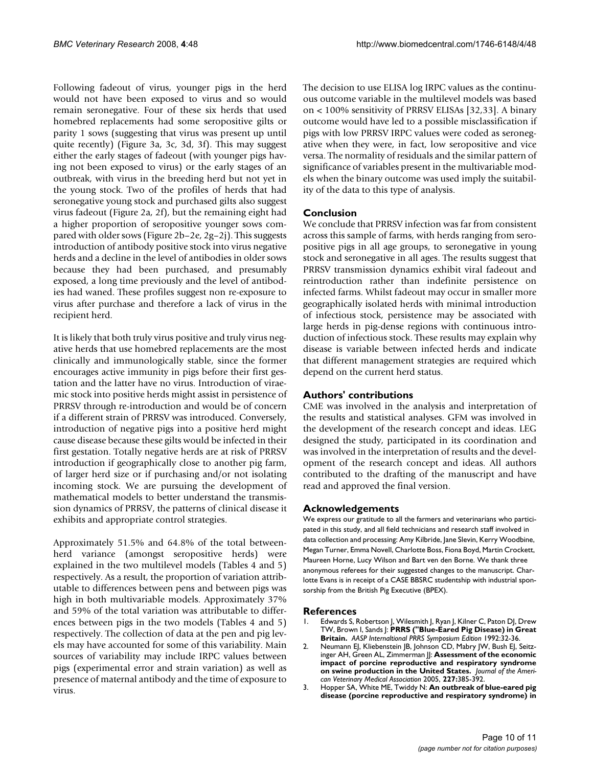Following fadeout of virus, younger pigs in the herd would not have been exposed to virus and so would remain seronegative. Four of these six herds that used homebred replacements had some seropositive gilts or parity 1 sows (suggesting that virus was present up until quite recently) (Figure 3a, 3c, 3d, 3f). This may suggest either the early stages of fadeout (with younger pigs having not been exposed to virus) or the early stages of an outbreak, with virus in the breeding herd but not yet in the young stock. Two of the profiles of herds that had seronegative young stock and purchased gilts also suggest virus fadeout (Figure 2a, 2f), but the remaining eight had a higher proportion of seropositive younger sows compared with older sows (Figure 2b–2e, 2g–2j). This suggests introduction of antibody positive stock into virus negative herds and a decline in the level of antibodies in older sows because they had been purchased, and presumably exposed, a long time previously and the level of antibodies had waned. These profiles suggest non re-exposure to virus after purchase and therefore a lack of virus in the recipient herd.

It is likely that both truly virus positive and truly virus negative herds that use homebred replacements are the most clinically and immunologically stable, since the former encourages active immunity in pigs before their first gestation and the latter have no virus. Introduction of viraemic stock into positive herds might assist in persistence of PRRSV through re-introduction and would be of concern if a different strain of PRRSV was introduced. Conversely, introduction of negative pigs into a positive herd might cause disease because these gilts would be infected in their first gestation. Totally negative herds are at risk of PRRSV introduction if geographically close to another pig farm, of larger herd size or if purchasing and/or not isolating incoming stock. We are pursuing the development of mathematical models to better understand the transmission dynamics of PRRSV, the patterns of clinical disease it exhibits and appropriate control strategies.

Approximately 51.5% and 64.8% of the total between-herd variance (amongst seropositive herds) were explained in the two multilevel models (Tables 4 and 5) respectively. As a result, the proportion of variation attributable to differences between pens and between pigs was high in both multivariable models. Approximately 37% and 59% of the total variation was attributable to differences between pigs in the two models (Tables 4 and 5) respectively. The collection of data at the pen and pig levels may have accounted for some of this variability. Main sources of variability may include IRPC values between pigs (experimental error and strain variation) as well as presence of maternal antibody and the time of exposure to virus.

The decision to use ELISA log IRPC values as the continuous outcome variable in the multilevel models was based on < 100% sensitivity of PRRSV ELISAs [32,33]. A binary outcome would have led to a possible misclassification if pigs with low PRRSV IRPC values were coded as seronegative when they were, in fact, low seropositive and vice versa. The normality of residuals and the similar pattern of significance of variables present in the multivariable models when the binary outcome was used imply the suitability of the data to this type of analysis.

## Conclusion

We conclude that PRRSV infection was far from consistent across this sample of farms, with herds ranging from seropositive pigs in all age groups, to seronegative in young stock and seronegative in all ages. The results suggest that PRRSV transmission dynamics exhibit viral fadeout and reintroduction rather than indefinite persistence on infected farms. Whilst fadeout may occur in smaller more geographically isolated herds with minimal introduction of infectious stock, persistence may be associated with large herds in pig-dense regions with continuous introduction of infectious stock. These results may explain why disease is variable between infected herds and indicate that different management strategies are required which depend on the current herd status.

## Authors' contributions

CME was involved in the analysis and interpretation of the results and statistical analyses. GFM was involved in the development of the research concept and ideas. LEG designed the study, participated in its coordination and was involved in the interpretation of results and the development of the research concept and ideas. All authors contributed to the drafting of the manuscript and have read and approved the final version.

## Acknowledgements

We express our gratitude to all the farmers and veterinarians who participated in this study, and all field technicians and research staff involved in data collection and processing: Amy Kilbride, Jane Slevin, Kerry Woodbine, Megan Turner, Emma Novell, Charlotte Boss, Fiona Boyd, Martin Crockett, Maureen Horne, Lucy Wilson and Bart ven den Borne. We thank three anonymous referees for their suggested changes to the manuscript. Charlotte Evans is in receipt of a CASE BBSRC studentship with industrial sponsorship from the British Pig Executive (BPEX).

## References

1. Edwards S, Robertson J, Wilesmith J, Ryan J, Kilner C, Paton DJ, Drew TW, Brown I, Sands J: **PRRS ("Blue-Eared Pig Disease) in Great Britain.** *AASP Internaltional PRRS Symposium Edition* 1992:32-36.
2. Neumann EJ, Kliebenstein JB, Johnson CD, Mabry JW, Bush EJ, Seitzinger AH, Green AL, Zimmerman JJ: **Assessment of the economic impact of porcine reproductive and respiratory syndrome on swine production in the United States.** *Journal of the American Veterinary Medical Association* 2005, **227**:385-392.
3. Hopper SA, White ME, Twiddy N: **An outbreak of blue-eared pig disease (porcine reproductive and respiratory syndrome) in**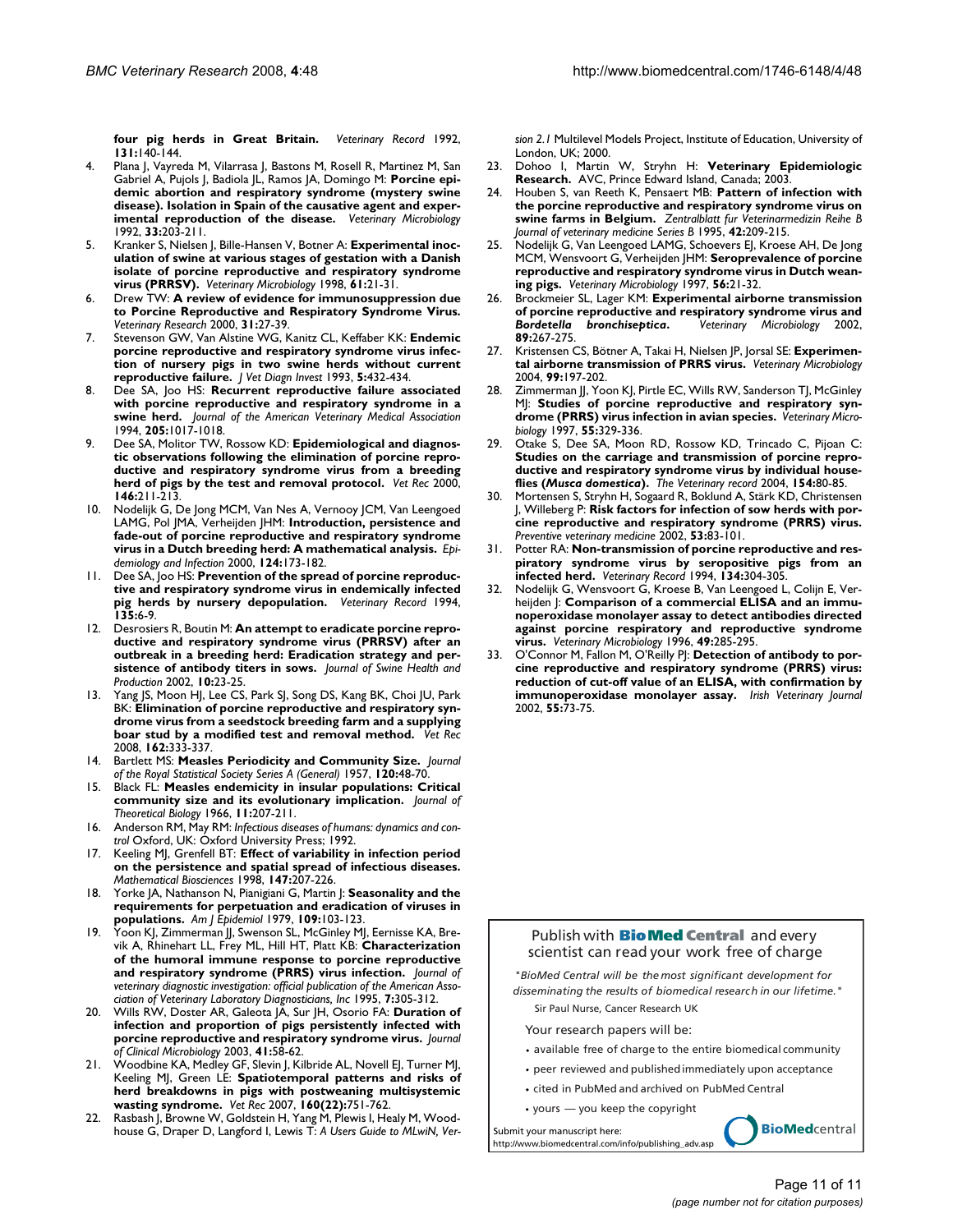**four pig herds in Great Britain.** *Veterinary Record* 1992, **131:**140-144.

4. Plana J, Vayreda M, Vilarrasa J, Bastons M, Rosell R, Martinez M, San Gabriel A, Pujols J, Badiola JL, Ramos JA, Domingo M: **Porcine epidemic abortion and respiratory syndrome (mystery swine disease). Isolation in Spain of the causative agent and experimental reproduction of the disease.** *Veterinary Microbiology* 1992, **33:**203-211.
5. Kranker S, Nielsen J, Bille-Hansen V, Botner A: **Experimental inoculation of swine at various stages of gestation with a Danish isolate of porcine reproductive and respiratory syndrome virus (PRRSV).** *Veterinary Microbiology* 1998, **61:**21-31.
6. Drew TW: **A review of evidence for immunosuppression due to Porcine Reproductive and Respiratory Syndrome Virus.** *Veterinary Research* 2000, **31:**27-39.
7. Stevenson GW, Van Alstine WG, Kanitz CL, Keffaber KK: **Endemic porcine reproductive and respiratory syndrome virus infection of nursery pigs in two swine herds without current reproductive failure.** *J Vet Diagn Invest* 1993, **5:**432-434.
8. Dee SA, Joo HS: **Recurrent reproductive failure associated with porcine reproductive and respiratory syndrome in a swine herd.** *Journal of the American Veterinary Medical Association* 1994, **205:**1017-1018.
9. Dee SA, Molitor TW, Rossow KD: **Epidemiological and diagnostic observations following the elimination of porcine reproductive and respiratory syndrome virus from a breeding herd of pigs by the test and removal protocol.** *Vet Rec* 2000, **146:**211-213.
10. Nodelijk G, De Jong MCM, Van Nes A, Vernooy JCM, Van Leengoed LAMG, Pol JMA, Verheijden JHM: **Introduction, persistence and fade-out of porcine reproductive and respiratory syndrome virus in a Dutch breeding herd: A mathematical analysis.** *Epidemiology and Infection* 2000, **124:**173-182.
11. Dee SA, Joo HS: **Prevention of the spread of porcine reproductive and respiratory syndrome virus in endemically infected pig herds by nursery depopulation.** *Veterinary Record* 1994, **135:**6-9.
12. Desrosiers R, Boutin M: **An attempt to eradicate porcine reproductive and respiratory syndrome virus (PRRSV) after an outbreak in a breeding herd: Eradication strategy and persistence of antibody titers in sows.** *Journal of Swine Health and Production* 2002, **10:**23-25.
13. Yang JS, Moon HJ, Lee CS, Park SJ, Song DS, Kang BK, Choi JU, Park BK: **Elimination of porcine reproductive and respiratory syndrome virus from a seedstock breeding farm and a supplying boar stud by a modified test and removal method.** *Vet Rec* 2008, **162:**333-337.
14. Bartlett MS: **Measles Periodicity and Community Size.** *Journal of the Royal Statistical Society Series A (General)* 1957, **120:**48-70.
15. Black FL: **Measles endemicity in insular populations: Critical community size and its evolutionary implication.** *Journal of Theoretical Biology* 1966, **11:**207-211.
16. Anderson RM, May RM: *Infectious diseases of humans: dynamics and control* Oxford, UK: Oxford University Press; 1992.
17. Keeling MJ, Grenfell BT: **Effect of variability in infection period on the persistence and spatial spread of infectious diseases.** *Mathematical Biosciences* 1998, **147:**207-226.
18. Yorke JA, Nathanson N, Pianigiani G, Martin J: **Seasonality and the requirements for perpetuation and eradication of viruses in populations.** *Am J Epidemiol* 1979, **109:**103-123.
19. Yoon KJ, Zimmerman JJ, Swenson SL, McGinley MJ, Eernisse KA, Brevik A, Rhinehart LL, Frey ML, Hill HT, Platt KB: **Characterization of the humoral immune response to porcine reproductive and respiratory syndrome (PRRS) virus infection.** *Journal of veterinary diagnostic investigation: official publication of the American Association of Veterinary Laboratory Diagnosticians, Inc* 1995, **7:**305-312.
20. Wills RW, Doster AR, Galeota JA, Sur JH, Osorio FA: **Duration of infection and proportion of pigs persistently infected with porcine reproductive and respiratory syndrome virus.** *Journal of Clinical Microbiology* 2003, **41:**58-62.
21. Woodbine KA, Medley GF, Slevin J, Kilbride AL, Novell EJ, Turner MJ, Keeling MJ, Green LE: **Spatiotemporal patterns and risks of herd breakdowns in pigs with postweaning multisystemic wasting syndrome.** *Vet Rec* 2007, **160(22):**751-762.
22. Rasbash J, Browne W, Goldstein H, Yang M, Plewis I, Healy M, Woodhouse G, Draper D, Langford I, Lewis T: *A Users Guide to MLwiN, Version 2.1* Multilevel Models Project, Institute of Education, University of London, UK; 2000.
23. Dohoo I, Martin W, Stryhn H: **Veterinary Epidemiologic Research.** AVC, Prince Edward Island, Canada; 2003.
24. Houben S, van Reeth K, Pensaert MB: **Pattern of infection with the porcine reproductive and respiratory syndrome virus on swine farms in Belgium.** *Zentralblatt fur Veterinarmedizin Reihe B Journal of veterinary medicine Series B* 1995, **42:**209-215.
25. Nodelijk G, Van Leengoed LAMG, Schoevers EJ, Kroese AH, De Jong MCM, Wensvoort G, Verheijden JHM: **Seroprevalence of porcine reproductive and respiratory syndrome virus in Dutch weaning pigs.** *Veterinary Microbiology* 1997, **56:**21-32.
26. Brockmeier SL, Lager KM: **Experimental airborne transmission of porcine reproductive and respiratory syndrome virus and *Bordetella bronchiseptica*.** *Veterinary Microbiology* 2002, **89:**267-275.
27. Kristensen CS, Bötner A, Takai H, Nielsen JP, Jorsal SE: **Experimental airborne transmission of PRRS virus.** *Veterinary Microbiology* 2004, **99:**197-202.
28. Zimmerman JJ, Yoon KJ, Pirtle EC, Wills RW, Sanderson TJ, McGinley MJ: **Studies of porcine reproductive and respiratory syndrome (PRRS) virus infection in avian species.** *Veterinary Microbiology* 1997, **55:**329-336.
29. Otake S, Dee SA, Moon RD, Rossow KD, Trincado C, Pijoan C: **Studies on the carriage and transmission of porcine reproductive and respiratory syndrome virus by individual houseflies (*Musca domestica*).** *The Veterinary record* 2004, **154:**80-85.
30. Mortensen S, Stryhn H, Sogaard R, Boklund A, Stärk KD, Christensen J, Willeberg P: **Risk factors for infection of sow herds with porcine reproductive and respiratory syndrome (PRRS) virus.** *Preventive veterinary medicine* 2002, **53:**83-101.
31. Potter RA: **Non-transmission of porcine reproductive and respiratory syndrome virus by seropositive pigs from an infected herd.** *Veterinary Record* 1994, **134:**304-305.
32. Nodelijk G, Wensvoort G, Kroese B, Van Leengoed L, Colijn E, Verheijden J: **Comparison of a commercial ELISA and an immunoperoxidase monolayer assay to detect antibodies directed against porcine respiratory and reproductive syndrome virus.** *Veterinary Microbiology* 1996, **49:**285-295.
33. O'Connor M, Fallon M, O'Reilly PJ: **Detection of antibody to porcine reproductive and respiratory syndrome (PRRS) virus: reduction of cut-off value of an ELISA, with confirmation by immunoperoxidase monolayer assay.** *Irish Veterinary Journal* 2002, **55:**73-75.

Publish with **BioMed Central** and every scientist can read your work free of charge

*"BioMed Central will be the most significant development for disseminating the results of biomedical research in our lifetime."*

Sir Paul Nurse, Cancer Research UK

Your research papers will be:

- available free of charge to the entire biomedical community
- peer reviewed and published immediately upon acceptance
- cited in PubMed and archived on PubMed Central
- yours — you keep the copyright

Submit your manuscript here:
http://www.biomedcentral.com/info/publishing_adv.asp

BioMedcentral